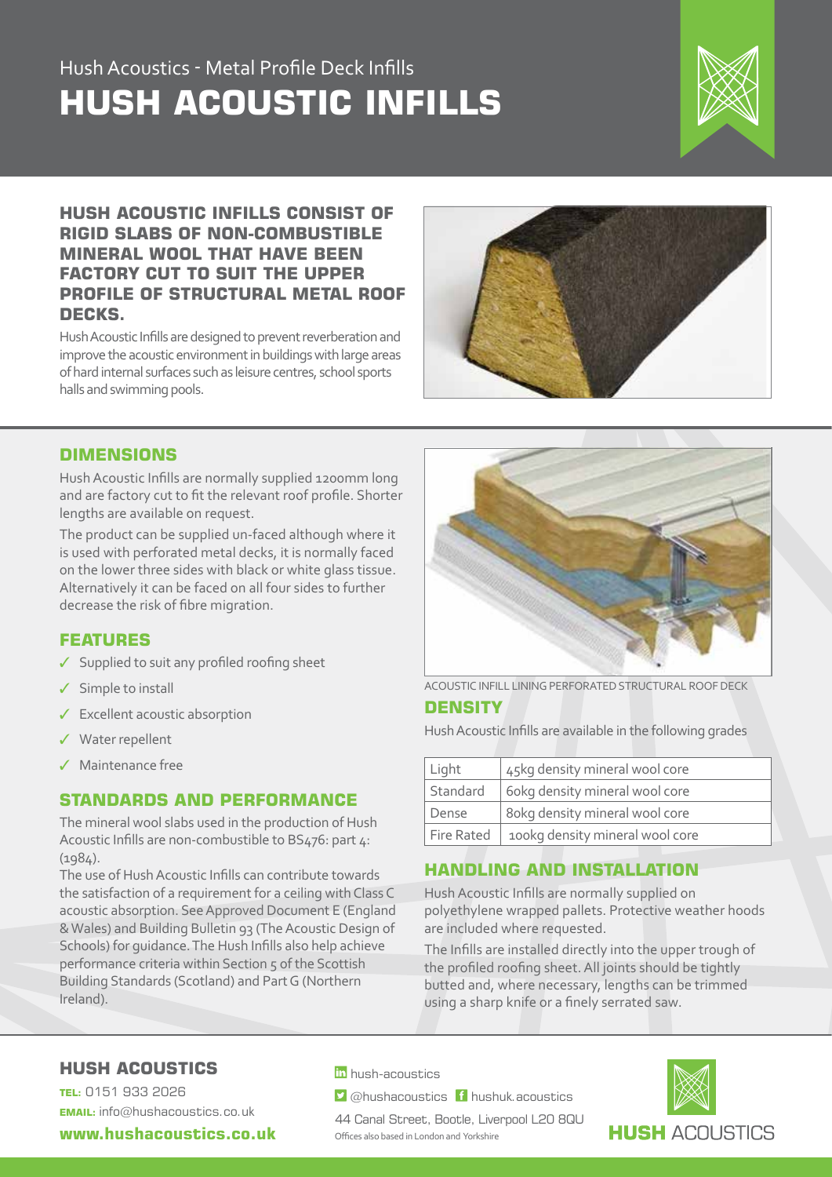Hush Acoustics - Metal Profile Deck Infills

# HUSH ACOUSTIC INFILLS

## HUSH ACOUSTIC INFILLS CONSIST OF RIGID SLABS OF NON-COMBUSTIBLE MINERAL WOOL THAT HAVE BEEN FACTORY CUT TO SUIT THE UPPER PROFILE OF STRUCTURAL METAL ROOF DECKS.

Hush Acoustic Infills are designed to prevent reverberation and improve the acoustic environment in buildings with large areas of hard internal surfaces such as leisure centres, school sports halls and swimming pools.

## DIMENSIONS

Hush Acoustic Infills are normally supplied 1200mm long and are factory cut to fit the relevant roof profile. Shorter lengths are available on request.

The product can be supplied un-faced although where it is used with perforated metal decks, it is normally faced on the lower three sides with black or white glass tissue. Alternatively it can be faced on all four sides to further decrease the risk of fibre migration.

## FEATURES

- ✓ Supplied to suit any profiled roofing sheet
- ✓ Simple to install
- ✓ Excellent acoustic absorption
- ✓ Water repellent
- ✓ Maintenance free

## STANDARDS AND PERFORMANCE

The mineral wool slabs used in the production of Hush Acoustic Infills are non-combustible to BS476: part 4: (1984).

The use of Hush Acoustic Infills can contribute towards the satisfaction of a requirement for a ceiling with Class C acoustic absorption. See Approved Document E (England & Wales) and Building Bulletin 93 (The Acoustic Design of Schools) for guidance. The Hush Infills also help achieve performance criteria within Section 5 of the Scottish Building Standards (Scotland) and Part G (Northern Ireland).

ACOUSTIC INFILL LINING PERFORATED STRUCTURAL ROOF DECK

## DENSITY

Hush Acoustic Infills are available in the following grades

| Grade | Core |
|---|---|
| Light | 45kg density mineral wool core |
| Standard | 60kg density mineral wool core |
| Dense | 80kg density mineral wool core |
| Fire Rated | 100kg density mineral wool core |

## HANDLING AND INSTALLATION

Hush Acoustic Infills are normally supplied on polyethylene wrapped pallets. Protective weather hoods are included where requested.

The Infills are installed directly into the upper trough of the profiled roofing sheet. All joints should be tightly butted and, where necessary, lengths can be trimmed using a sharp knife or a finely serrated saw.

## HUSH ACOUSTICS

**TEL:** 0151 933 2026

**EMAIL:** info@hushacoustics.co.uk

**www.hushacoustics.co.uk**

hush-acoustics

@hushacoustics hushuk.acoustics

44 Canal Street, Bootle, Liverpool L20 8QU

Offices also based in London and Yorkshire

**HUSH** ACOUSTICS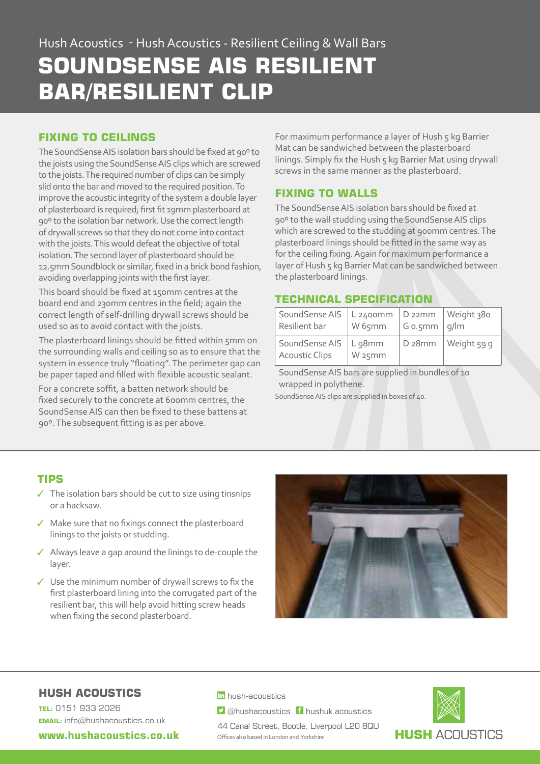Hush Acoustics - Hush Acoustics - Resilient Ceiling & Wall Bars

# SOUNDSENSE AIS RESILIENT BAR/RESILIENT CLIP

## FIXING TO CEILINGS

The SoundSense AIS isolation bars should be fixed at 90º to the joists using the SoundSense AIS clips which are screwed to the joists. The required number of clips can be simply slid onto the bar and moved to the required position. To improve the acoustic integrity of the system a double layer of plasterboard is required; first fit 19mm plasterboard at 90º to the isolation bar network. Use the correct length of drywall screws so that they do not come into contact with the joists. This would defeat the objective of total isolation. The second layer of plasterboard should be 12.5mm Soundblock or similar, fixed in a brick bond fashion, avoiding overlapping joints with the first layer.

This board should be fixed at 150mm centres at the board end and 230mm centres in the field; again the correct length of self-drilling drywall screws should be used so as to avoid contact with the joists.

The plasterboard linings should be fitted within 5mm on the surrounding walls and ceiling so as to ensure that the system in essence truly "floating". The perimeter gap can be paper taped and filled with flexible acoustic sealant.

For a concrete soffit, a batten network should be fixed securely to the concrete at 600mm centres, the SoundSense AIS can then be fixed to these battens at 90º. The subsequent fitting is as per above.

For maximum performance a layer of Hush 5 kg Barrier Mat can be sandwiched between the plasterboard linings. Simply fix the Hush 5 kg Barrier Mat using drywall screws in the same manner as the plasterboard.

## FIXING TO WALLS

The SoundSense AIS isolation bars should be fixed at 90º to the wall studding using the SoundSense AIS clips which are screwed to the studding at 900mm centres. The plasterboard linings should be fitted in the same way as for the ceiling fixing. Again for maximum performance a layer of Hush 5 kg Barrier Mat can be sandwiched between the plasterboard linings.

## TECHNICAL SPECIFICATION

| | | | |
|---|---|---|---|
| SoundSense AIS Resilient bar | L 2400mm W 65mm | D 22mm G 0.5mm | Weight 380 g/lm |
| SoundSense AIS Acoustic Clips | L 98mm W 25mm | D 28mm | Weight 59 g |

SoundSense AIS bars are supplied in bundles of 10 wrapped in polythene.

SoundSense AIS clips are supplied in boxes of 40.

## TIPS

- ✓ The isolation bars should be cut to size using tinsnips or a hacksaw.
- ✓ Make sure that no fixings connect the plasterboard linings to the joists or studding.
- ✓ Always leave a gap around the linings to de-couple the layer.
- ✓ Use the minimum number of drywall screws to fix the first plasterboard lining into the corrugated part of the resilient bar, this will help avoid hitting screw heads when fixing the second plasterboard.

## HUSH ACOUSTICS

**TEL:** 0151 933 2026
**EMAIL:** info@hushacoustics.co.uk
**www.hushacoustics.co.uk**

hush-acoustics
@hushacoustics hushuk.acoustics
44 Canal Street, Bootle, Liverpool L20 8QU
Offices also based in London and Yorkshire

HUSH ACOUSTICS